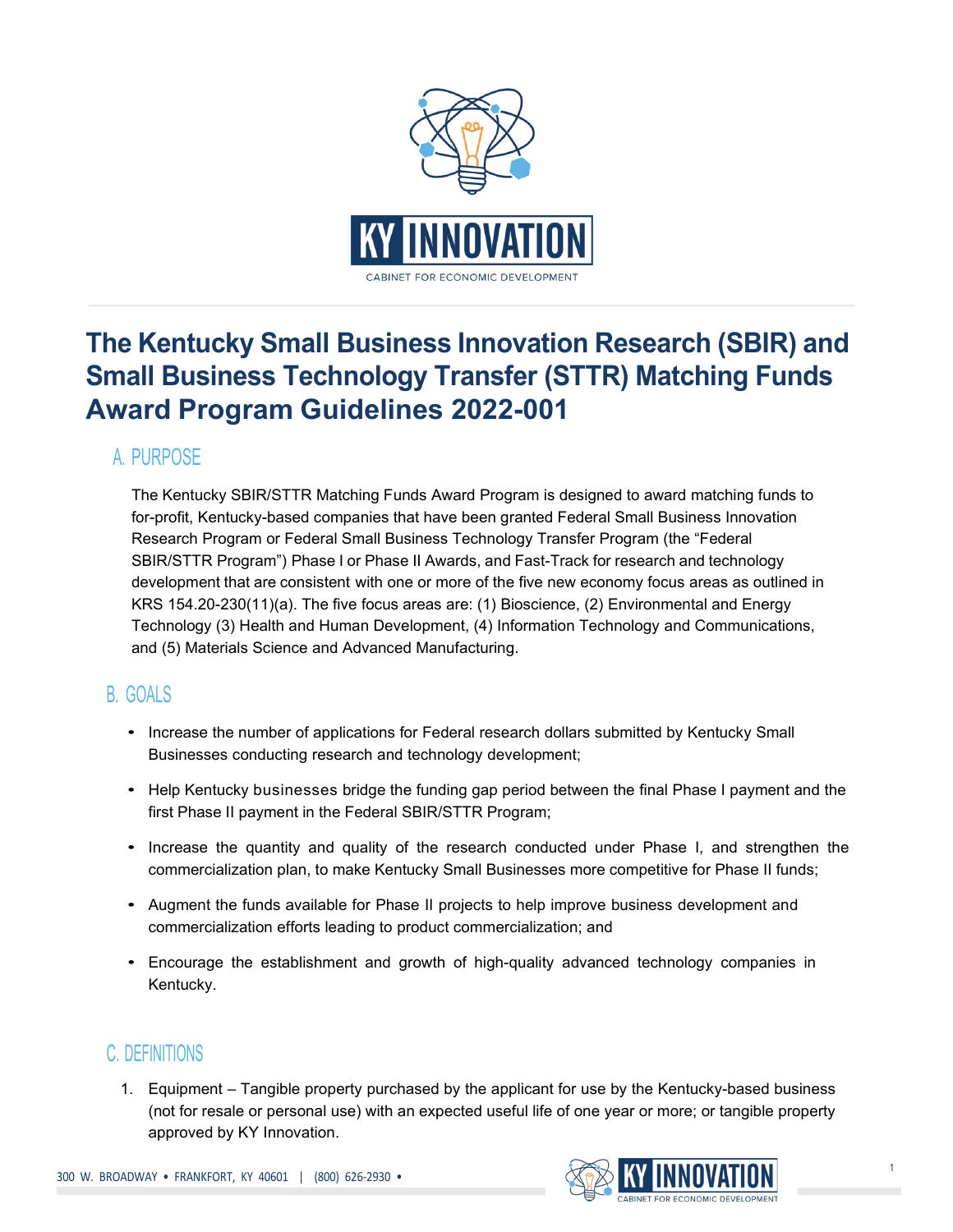# The Kentucky Small Business Innovation Research (SBIR) and Small Business Technology Transfer (STTR) Matching Funds Award Program Guidelines 2022-001

## A. PURPOSE

The Kentucky SBIR/STTR Matching Funds Award Program is designed to award matching funds to for-profit, Kentucky-based companies that have been granted Federal Small Business Innovation Research Program or Federal Small Business Technology Transfer Program (the "Federal SBIR/STTR Program") Phase I or Phase II Awards, and Fast-Track for research and technology development that are consistent with one or more of the five new economy focus areas as outlined in KRS 154.20-230(11)(a). The five focus areas are: (1) Bioscience, (2) Environmental and Energy Technology (3) Health and Human Development, (4) Information Technology and Communications, and (5) Materials Science and Advanced Manufacturing.

## B. GOALS

- Increase the number of applications for Federal research dollars submitted by Kentucky Small Businesses conducting research and technology development;
- Help Kentucky businesses bridge the funding gap period between the final Phase I payment and the first Phase II payment in the Federal SBIR/STTR Program;
- Increase the quantity and quality of the research conducted under Phase I, and strengthen the commercialization plan, to make Kentucky Small Businesses more competitive for Phase II funds;
- Augment the funds available for Phase II projects to help improve business development and commercialization efforts leading to product commercialization; and
- Encourage the establishment and growth of high-quality advanced technology companies in Kentucky.

## C. DEFINITIONS

1. Equipment – Tangible property purchased by the applicant for use by the Kentucky-based business (not for resale or personal use) with an expected useful life of one year or more; or tangible property approved by KY Innovation.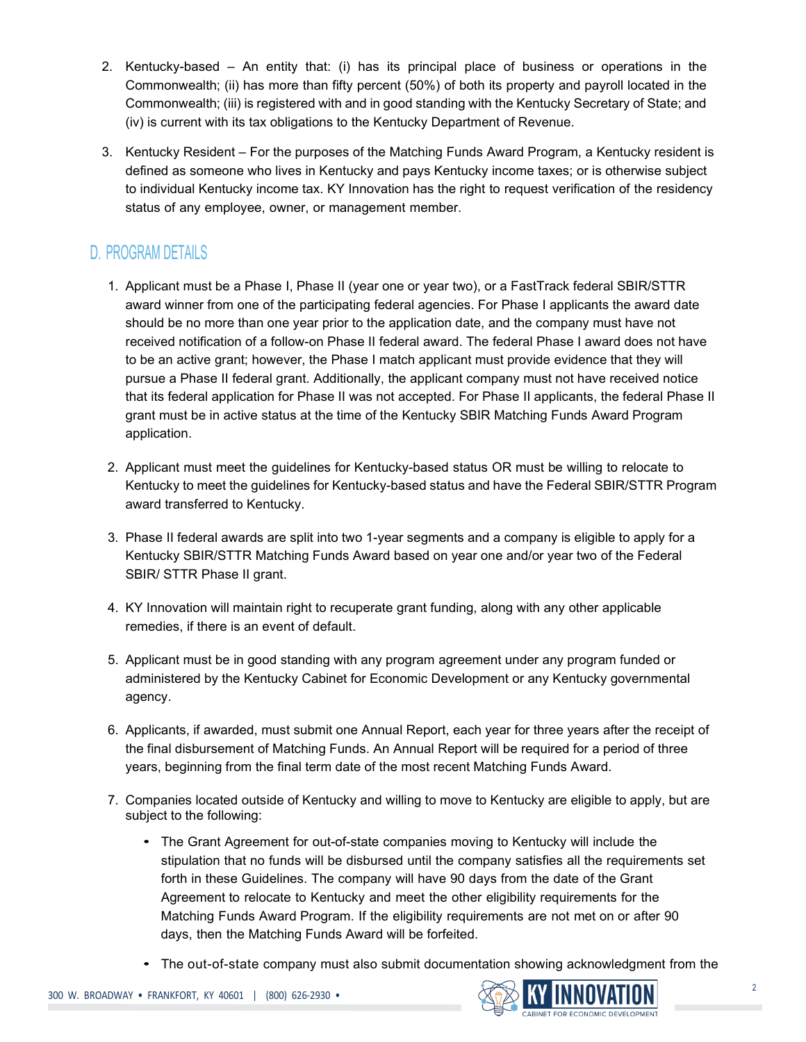2. Kentucky-based – An entity that: (i) has its principal place of business or operations in the Commonwealth; (ii) has more than fifty percent (50%) of both its property and payroll located in the Commonwealth; (iii) is registered with and in good standing with the Kentucky Secretary of State; and (iv) is current with its tax obligations to the Kentucky Department of Revenue.

3. Kentucky Resident – For the purposes of the Matching Funds Award Program, a Kentucky resident is defined as someone who lives in Kentucky and pays Kentucky income taxes; or is otherwise subject to individual Kentucky income tax. KY Innovation has the right to request verification of the residency status of any employee, owner, or management member.

## D. PROGRAM DETAILS

1. Applicant must be a Phase I, Phase II (year one or year two), or a FastTrack federal SBIR/STTR award winner from one of the participating federal agencies. For Phase I applicants the award date should be no more than one year prior to the application date, and the company must have not received notification of a follow-on Phase II federal award. The federal Phase I award does not have to be an active grant; however, the Phase I match applicant must provide evidence that they will pursue a Phase II federal grant. Additionally, the applicant company must not have received notice that its federal application for Phase II was not accepted. For Phase II applicants, the federal Phase II grant must be in active status at the time of the Kentucky SBIR Matching Funds Award Program application.

2. Applicant must meet the guidelines for Kentucky-based status OR must be willing to relocate to Kentucky to meet the guidelines for Kentucky-based status and have the Federal SBIR/STTR Program award transferred to Kentucky.

3. Phase II federal awards are split into two 1-year segments and a company is eligible to apply for a Kentucky SBIR/STTR Matching Funds Award based on year one and/or year two of the Federal SBIR/ STTR Phase II grant.

4. KY Innovation will maintain right to recuperate grant funding, along with any other applicable remedies, if there is an event of default.

5. Applicant must be in good standing with any program agreement under any program funded or administered by the Kentucky Cabinet for Economic Development or any Kentucky governmental agency.

6. Applicants, if awarded, must submit one Annual Report, each year for three years after the receipt of the final disbursement of Matching Funds. An Annual Report will be required for a period of three years, beginning from the final term date of the most recent Matching Funds Award.

7. Companies located outside of Kentucky and willing to move to Kentucky are eligible to apply, but are subject to the following:

   - The Grant Agreement for out-of-state companies moving to Kentucky will include the stipulation that no funds will be disbursed until the company satisfies all the requirements set forth in these Guidelines. The company will have 90 days from the date of the Grant Agreement to relocate to Kentucky and meet the other eligibility requirements for the Matching Funds Award Program. If the eligibility requirements are not met on or after 90 days, then the Matching Funds Award will be forfeited.

   - The out-of-state company must also submit documentation showing acknowledgment from the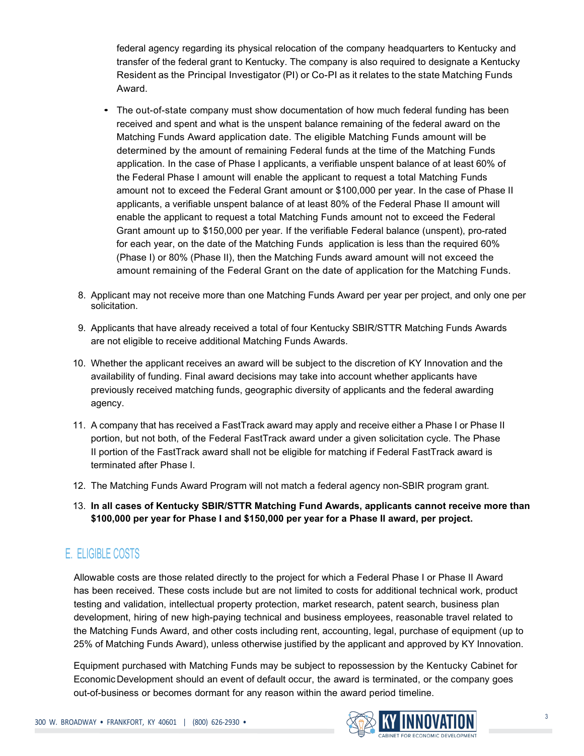federal agency regarding its physical relocation of the company headquarters to Kentucky and transfer of the federal grant to Kentucky. The company is also required to designate a Kentucky Resident as the Principal Investigator (PI) or Co-PI as it relates to the state Matching Funds Award.

- The out-of-state company must show documentation of how much federal funding has been received and spent and what is the unspent balance remaining of the federal award on the Matching Funds Award application date. The eligible Matching Funds amount will be determined by the amount of remaining Federal funds at the time of the Matching Funds application. In the case of Phase I applicants, a verifiable unspent balance of at least 60% of the Federal Phase I amount will enable the applicant to request a total Matching Funds amount not to exceed the Federal Grant amount or $100,000 per year. In the case of Phase II applicants, a verifiable unspent balance of at least 80% of the Federal Phase II amount will enable the applicant to request a total Matching Funds amount not to exceed the Federal Grant amount up to $150,000 per year. If the verifiable Federal balance (unspent), pro-rated for each year, on the date of the Matching Funds application is less than the required 60% (Phase I) or 80% (Phase II), then the Matching Funds award amount will not exceed the amount remaining of the Federal Grant on the date of application for the Matching Funds.

8. Applicant may not receive more than one Matching Funds Award per year per project, and only one per solicitation.
9. Applicants that have already received a total of four Kentucky SBIR/STTR Matching Funds Awards are not eligible to receive additional Matching Funds Awards.
10. Whether the applicant receives an award will be subject to the discretion of KY Innovation and the availability of funding. Final award decisions may take into account whether applicants have previously received matching funds, geographic diversity of applicants and the federal awarding agency.
11. A company that has received a FastTrack award may apply and receive either a Phase I or Phase II portion, but not both, of the Federal FastTrack award under a given solicitation cycle. The Phase II portion of the FastTrack award shall not be eligible for matching if Federal FastTrack award is terminated after Phase I.
12. The Matching Funds Award Program will not match a federal agency non-SBIR program grant.
13. **In all cases of Kentucky SBIR/STTR Matching Fund Awards, applicants cannot receive more than $100,000 per year for Phase I and $150,000 per year for a Phase II award, per project.**

## E. ELIGIBLE COSTS

Allowable costs are those related directly to the project for which a Federal Phase I or Phase II Award has been received. These costs include but are not limited to costs for additional technical work, product testing and validation, intellectual property protection, market research, patent search, business plan development, hiring of new high-paying technical and business employees, reasonable travel related to the Matching Funds Award, and other costs including rent, accounting, legal, purchase of equipment (up to 25% of Matching Funds Award), unless otherwise justified by the applicant and approved by KY Innovation.

Equipment purchased with Matching Funds may be subject to repossession by the Kentucky Cabinet for Economic Development should an event of default occur, the award is terminated, or the company goes out-of-business or becomes dormant for any reason within the award period timeline.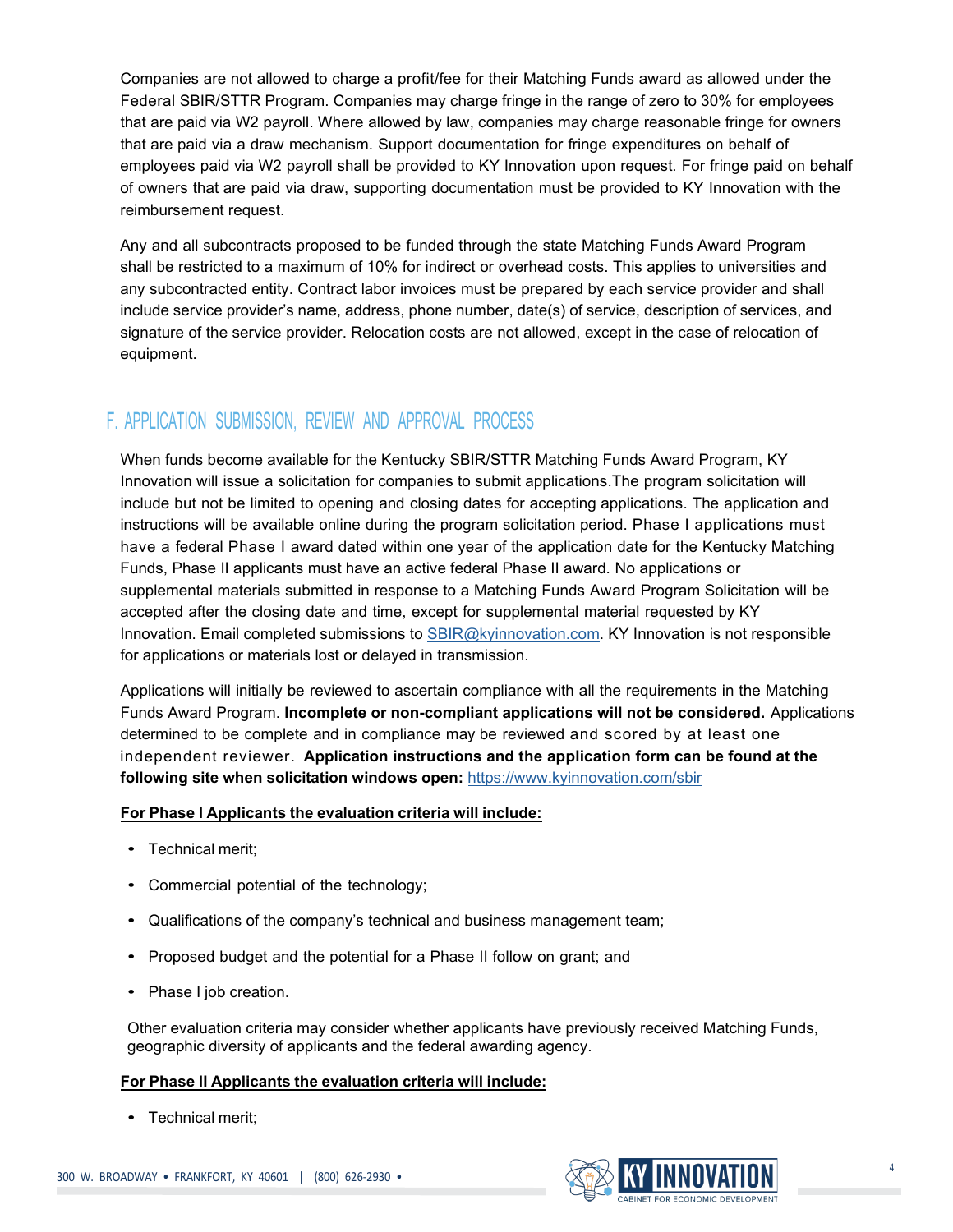Companies are not allowed to charge a profit/fee for their Matching Funds award as allowed under the Federal SBIR/STTR Program. Companies may charge fringe in the range of zero to 30% for employees that are paid via W2 payroll. Where allowed by law, companies may charge reasonable fringe for owners that are paid via a draw mechanism. Support documentation for fringe expenditures on behalf of employees paid via W2 payroll shall be provided to KY Innovation upon request. For fringe paid on behalf of owners that are paid via draw, supporting documentation must be provided to KY Innovation with the reimbursement request.

Any and all subcontracts proposed to be funded through the state Matching Funds Award Program shall be restricted to a maximum of 10% for indirect or overhead costs. This applies to universities and any subcontracted entity. Contract labor invoices must be prepared by each service provider and shall include service provider's name, address, phone number, date(s) of service, description of services, and signature of the service provider. Relocation costs are not allowed, except in the case of relocation of equipment.

## F. APPLICATION SUBMISSION, REVIEW AND APPROVAL PROCESS

When funds become available for the Kentucky SBIR/STTR Matching Funds Award Program, KY Innovation will issue a solicitation for companies to submit applications.The program solicitation will include but not be limited to opening and closing dates for accepting applications. The application and instructions will be available online during the program solicitation period. Phase I applications must have a federal Phase I award dated within one year of the application date for the Kentucky Matching Funds, Phase II applicants must have an active federal Phase II award. No applications or supplemental materials submitted in response to a Matching Funds Award Program Solicitation will be accepted after the closing date and time, except for supplemental material requested by KY Innovation. Email completed submissions to SBIR@kyinnovation.com. KY Innovation is not responsible for applications or materials lost or delayed in transmission.

Applications will initially be reviewed to ascertain compliance with all the requirements in the Matching Funds Award Program. **Incomplete or non-compliant applications will not be considered.** Applications determined to be complete and in compliance may be reviewed and scored by at least one independent reviewer. **Application instructions and the application form can be found at the following site when solicitation windows open:** https://www.kyinnovation.com/sbir

**For Phase I Applicants the evaluation criteria will include:**

- Technical merit;
- Commercial potential of the technology;
- Qualifications of the company's technical and business management team;
- Proposed budget and the potential for a Phase II follow on grant; and
- Phase I job creation.

Other evaluation criteria may consider whether applicants have previously received Matching Funds, geographic diversity of applicants and the federal awarding agency.

**For Phase II Applicants the evaluation criteria will include:**

- Technical merit;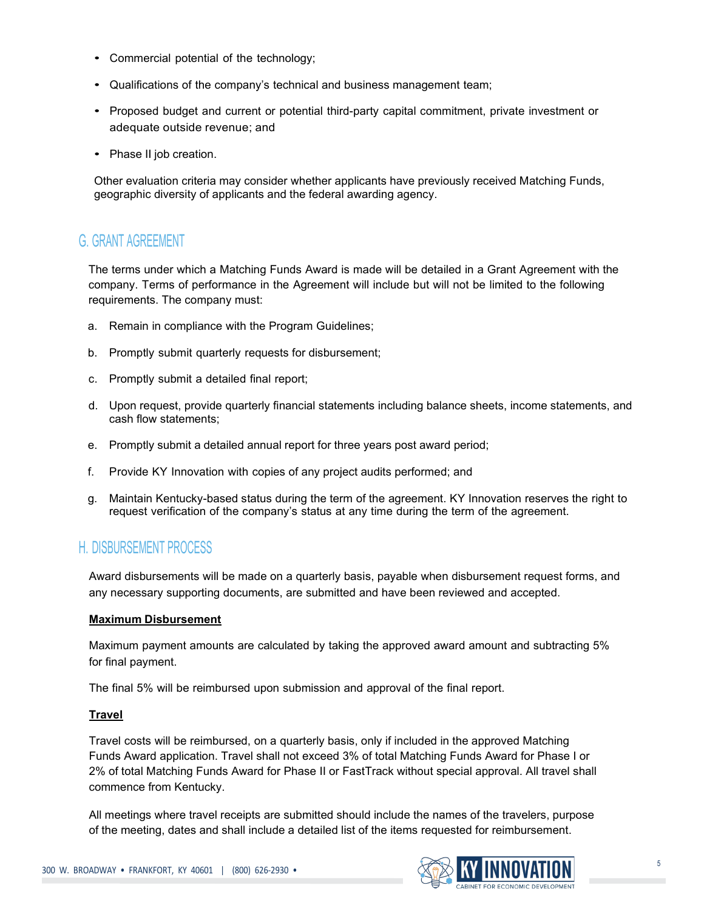- Commercial potential of the technology;
- Qualifications of the company's technical and business management team;
- Proposed budget and current or potential third-party capital commitment, private investment or adequate outside revenue; and
- Phase II job creation.

Other evaluation criteria may consider whether applicants have previously received Matching Funds, geographic diversity of applicants and the federal awarding agency.

## G. GRANT AGREEMENT

The terms under which a Matching Funds Award is made will be detailed in a Grant Agreement with the company. Terms of performance in the Agreement will include but will not be limited to the following requirements. The company must:

a. Remain in compliance with the Program Guidelines;

b. Promptly submit quarterly requests for disbursement;

c. Promptly submit a detailed final report;

d. Upon request, provide quarterly financial statements including balance sheets, income statements, and cash flow statements;

e. Promptly submit a detailed annual report for three years post award period;

f. Provide KY Innovation with copies of any project audits performed; and

g. Maintain Kentucky-based status during the term of the agreement. KY Innovation reserves the right to request verification of the company's status at any time during the term of the agreement.

## H. DISBURSEMENT PROCESS

Award disbursements will be made on a quarterly basis, payable when disbursement request forms, and any necessary supporting documents, are submitted and have been reviewed and accepted.

**Maximum Disbursement**

Maximum payment amounts are calculated by taking the approved award amount and subtracting 5% for final payment.

The final 5% will be reimbursed upon submission and approval of the final report.

**Travel**

Travel costs will be reimbursed, on a quarterly basis, only if included in the approved Matching Funds Award application. Travel shall not exceed 3% of total Matching Funds Award for Phase I or 2% of total Matching Funds Award for Phase II or FastTrack without special approval. All travel shall commence from Kentucky.

All meetings where travel receipts are submitted should include the names of the travelers, purpose of the meeting, dates and shall include a detailed list of the items requested for reimbursement.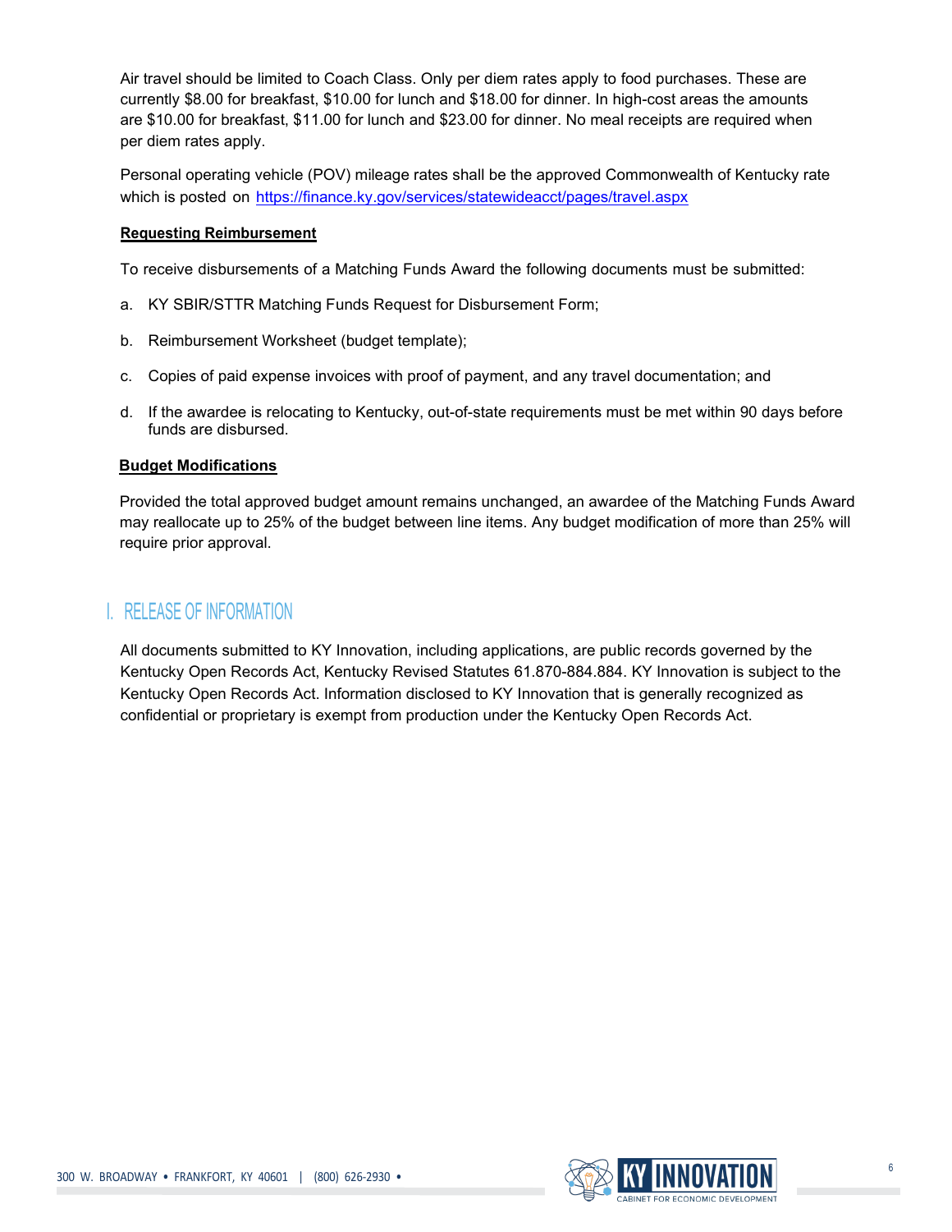Air travel should be limited to Coach Class. Only per diem rates apply to food purchases. These are currently $8.00 for breakfast, $10.00 for lunch and $18.00 for dinner. In high-cost areas the amounts are $10.00 for breakfast, $11.00 for lunch and $23.00 for dinner. No meal receipts are required when per diem rates apply.

Personal operating vehicle (POV) mileage rates shall be the approved Commonwealth of Kentucky rate which is posted on https://finance.ky.gov/services/statewideacct/pages/travel.aspx

**Requesting Reimbursement**

To receive disbursements of a Matching Funds Award the following documents must be submitted:

a. KY SBIR/STTR Matching Funds Request for Disbursement Form;

b. Reimbursement Worksheet (budget template);

c. Copies of paid expense invoices with proof of payment, and any travel documentation; and

d. If the awardee is relocating to Kentucky, out-of-state requirements must be met within 90 days before funds are disbursed.

**Budget Modifications**

Provided the total approved budget amount remains unchanged, an awardee of the Matching Funds Award may reallocate up to 25% of the budget between line items. Any budget modification of more than 25% will require prior approval.

## I. RELEASE OF INFORMATION

All documents submitted to KY Innovation, including applications, are public records governed by the Kentucky Open Records Act, Kentucky Revised Statutes 61.870-884.884. KY Innovation is subject to the Kentucky Open Records Act. Information disclosed to KY Innovation that is generally recognized as confidential or proprietary is exempt from production under the Kentucky Open Records Act.